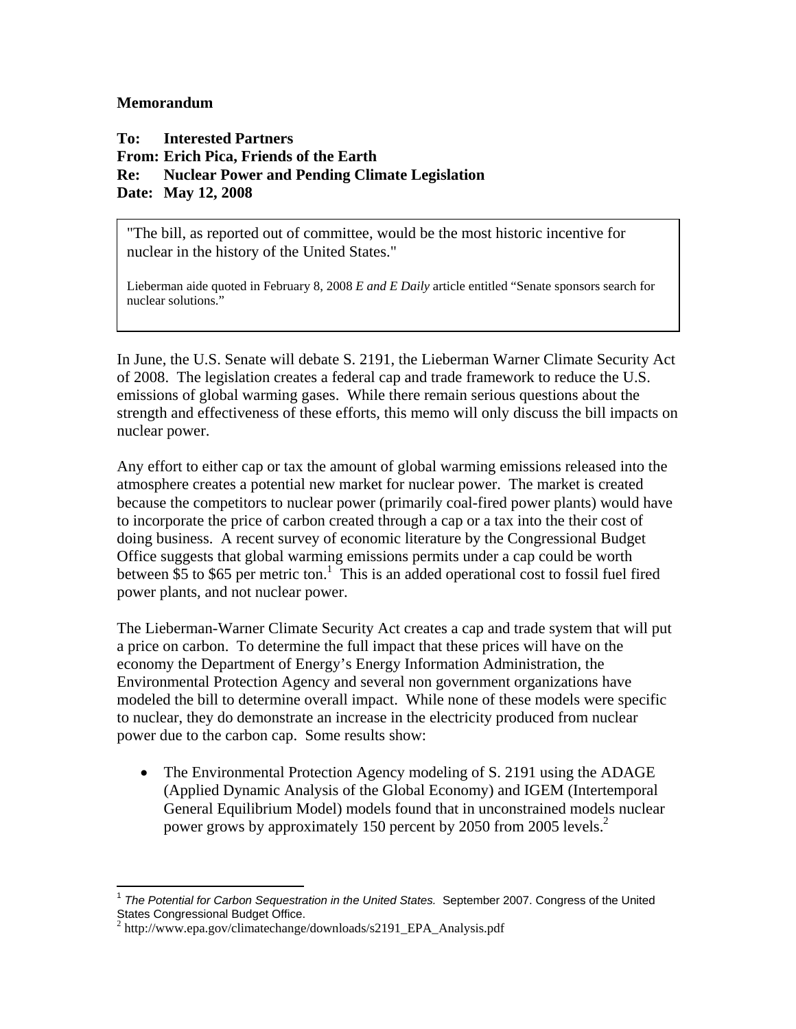**Memorandum**

**To: Interested Partners**
**From: Erich Pica, Friends of the Earth**
**Re: Nuclear Power and Pending Climate Legislation**
**Date: May 12, 2008**

> "The bill, as reported out of committee, would be the most historic incentive for nuclear in the history of the United States."
>
> Lieberman aide quoted in February 8, 2008 *E and E Daily* article entitled "Senate sponsors search for nuclear solutions."

In June, the U.S. Senate will debate S. 2191, the Lieberman Warner Climate Security Act of 2008. The legislation creates a federal cap and trade framework to reduce the U.S. emissions of global warming gases. While there remain serious questions about the strength and effectiveness of these efforts, this memo will only discuss the bill impacts on nuclear power.

Any effort to either cap or tax the amount of global warming emissions released into the atmosphere creates a potential new market for nuclear power. The market is created because the competitors to nuclear power (primarily coal-fired power plants) would have to incorporate the price of carbon created through a cap or a tax into the their cost of doing business. A recent survey of economic literature by the Congressional Budget Office suggests that global warming emissions permits under a cap could be worth between $5 to $65 per metric ton.[1] This is an added operational cost to fossil fuel fired power plants, and not nuclear power.

The Lieberman-Warner Climate Security Act creates a cap and trade system that will put a price on carbon. To determine the full impact that these prices will have on the economy the Department of Energy's Energy Information Administration, the Environmental Protection Agency and several non government organizations have modeled the bill to determine overall impact. While none of these models were specific to nuclear, they do demonstrate an increase in the electricity produced from nuclear power due to the carbon cap. Some results show:

- The Environmental Protection Agency modeling of S. 2191 using the ADAGE (Applied Dynamic Analysis of the Global Economy) and IGEM (Intertemporal General Equilibrium Model) models found that in unconstrained models nuclear power grows by approximately 150 percent by 2050 from 2005 levels.[2]

---

[1] *The Potential for Carbon Sequestration in the United States.* September 2007. Congress of the United States Congressional Budget Office.

[2] http://www.epa.gov/climatechange/downloads/s2191_EPA_Analysis.pdf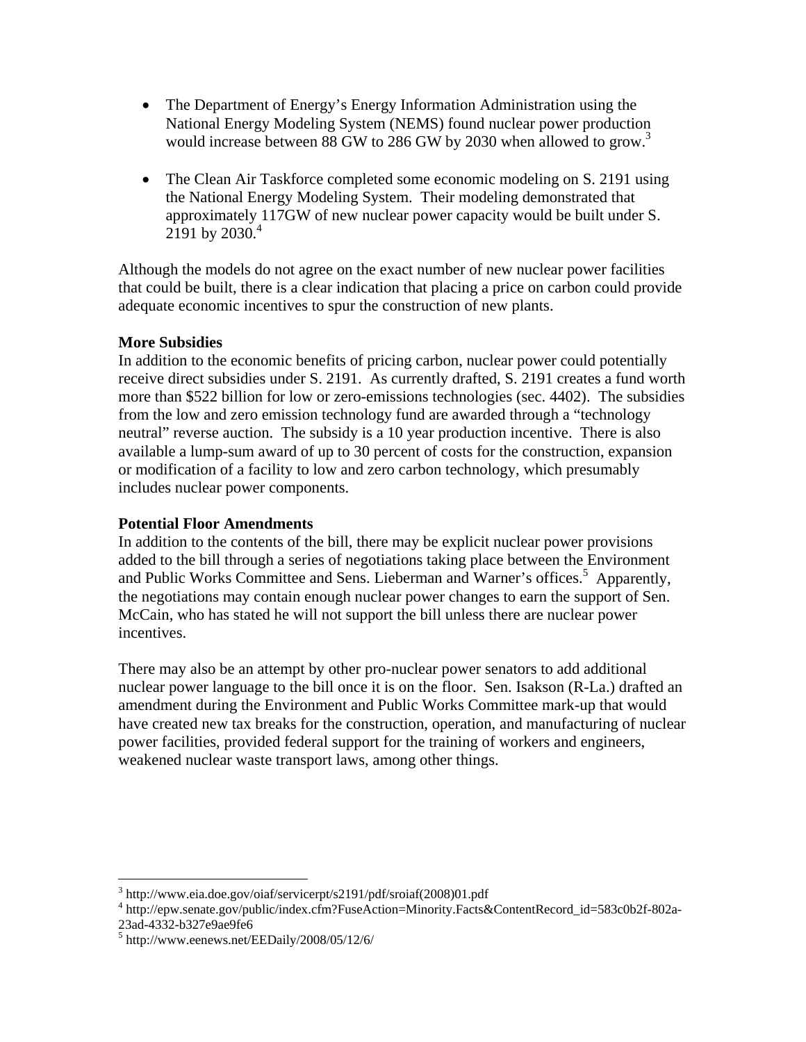- The Department of Energy's Energy Information Administration using the National Energy Modeling System (NEMS) found nuclear power production would increase between 88 GW to 286 GW by 2030 when allowed to grow.[3]

- The Clean Air Taskforce completed some economic modeling on S. 2191 using the National Energy Modeling System. Their modeling demonstrated that approximately 117GW of new nuclear power capacity would be built under S. 2191 by 2030.[4]

Although the models do not agree on the exact number of new nuclear power facilities that could be built, there is a clear indication that placing a price on carbon could provide adequate economic incentives to spur the construction of new plants.

**More Subsidies**

In addition to the economic benefits of pricing carbon, nuclear power could potentially receive direct subsidies under S. 2191. As currently drafted, S. 2191 creates a fund worth more than $522 billion for low or zero-emissions technologies (sec. 4402). The subsidies from the low and zero emission technology fund are awarded through a "technology neutral" reverse auction. The subsidy is a 10 year production incentive. There is also available a lump-sum award of up to 30 percent of costs for the construction, expansion or modification of a facility to low and zero carbon technology, which presumably includes nuclear power components.

**Potential Floor Amendments**

In addition to the contents of the bill, there may be explicit nuclear power provisions added to the bill through a series of negotiations taking place between the Environment and Public Works Committee and Sens. Lieberman and Warner's offices.[5] Apparently, the negotiations may contain enough nuclear power changes to earn the support of Sen. McCain, who has stated he will not support the bill unless there are nuclear power incentives.

There may also be an attempt by other pro-nuclear power senators to add additional nuclear power language to the bill once it is on the floor. Sen. Isakson (R-La.) drafted an amendment during the Environment and Public Works Committee mark-up that would have created new tax breaks for the construction, operation, and manufacturing of nuclear power facilities, provided federal support for the training of workers and engineers, weakened nuclear waste transport laws, among other things.

---

[3] http://www.eia.doe.gov/oiaf/servicerpt/s2191/pdf/sroiaf(2008)01.pdf

[4] http://epw.senate.gov/public/index.cfm?FuseAction=Minority.Facts&ContentRecord_id=583c0b2f-802a-23ad-4332-b327e9ae9fe6

[5] http://www.eenews.net/EEDaily/2008/05/12/6/